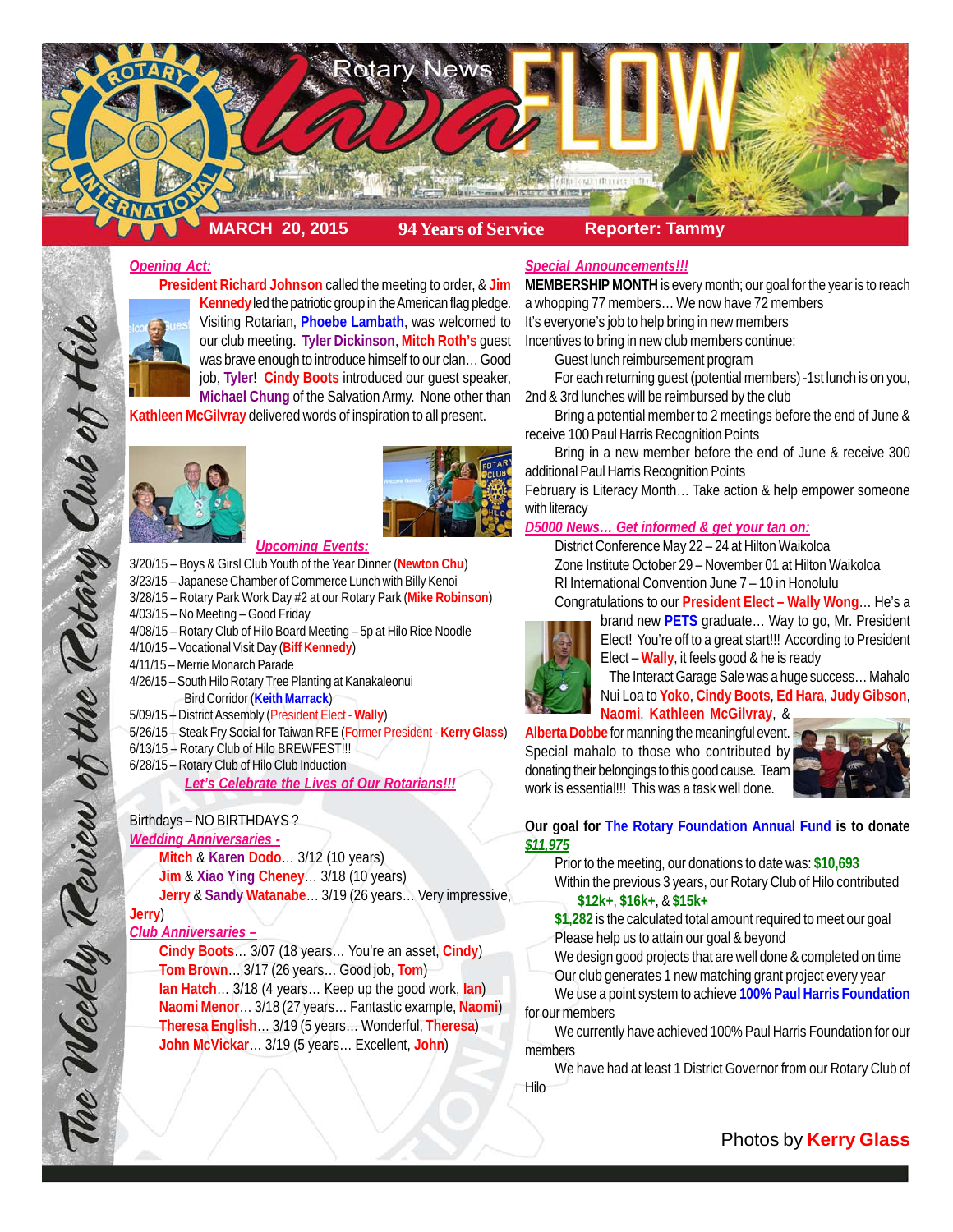# Rotary News lavaFLOW

**MARCH 20, 2015** | **94 Years of Service** | **Reporter: Tammy**

*The Weekly Review of the Rotary Club of Hilo*

## *Opening Act:*

**President Richard Johnson** called the meeting to order, & **Jim Kennedy** led the patriotic group in the American flag pledge. Visiting Rotarian, **Phoebe Lambath**, was welcomed to our club meeting. **Tyler Dickinson**, **Mitch Roth's** guest was brave enough to introduce himself to our clan… Good job, **Tyler**! **Cindy Boots** introduced our guest speaker, **Michael Chung** of the Salvation Army. None other than **Kathleen McGilvray** delivered words of inspiration to all present.

## *Upcoming Events:*

3/20/15 – Boys & Girsl Club Youth of the Year Dinner (**Newton Chu**)
3/23/15 – Japanese Chamber of Commerce Lunch with Billy Kenoi
3/28/15 – Rotary Park Work Day #2 at our Rotary Park (**Mike Robinson**)
4/03/15 – No Meeting – Good Friday
4/08/15 – Rotary Club of Hilo Board Meeting – 5p at Hilo Rice Noodle
4/10/15 – Vocational Visit Day (**Biff Kennedy**)
4/11/15 – Merrie Monarch Parade
4/26/15 – South Hilo Rotary Tree Planting at Kanakaleonui Bird Corridor (**Keith Marrack**)
5/09/15 – District Assembly (President Elect - **Wally**)
5/26/15 – Steak Fry Social for Taiwan RFE (Former President - **Kerry Glass**)
6/13/15 – Rotary Club of Hilo BREWFEST!!!
6/28/15 – Rotary Club of Hilo Club Induction

***Let's Celebrate the Lives of Our Rotarians!!!***

Birthdays – NO BIRTHDAYS ?

*Wedding Anniversaries -*

**Mitch** & **Karen Dodo**… 3/12 (10 years)
**Jim** & **Xiao Ying Cheney**… 3/18 (10 years)
**Jerry** & **Sandy Watanabe**… 3/19 (26 years… Very impressive, **Jerry**)

*Club Anniversaries –*

**Cindy Boots**… 3/07 (18 years… You're an asset, **Cindy**)
**Tom Brown**… 3/17 (26 years… Good job, **Tom**)
**Ian Hatch**… 3/18 (4 years… Keep up the good work, **Ian**)
**Naomi Menor**… 3/18 (27 years… Fantastic example, **Naomi**)
**Theresa English**… 3/19 (5 years… Wonderful, **Theresa**)
**John McVickar**… 3/19 (5 years… Excellent, **John**)

## *Special Announcements!!!*

**MEMBERSHIP MONTH** is every month; our goal for the year is to reach a whopping 77 members… We now have 72 members
It's everyone's job to help bring in new members
Incentives to bring in new club members continue:

Guest lunch reimbursement program
For each returning guest (potential members) -1st lunch is on you, 2nd & 3rd lunches will be reimbursed by the club
Bring a potential member to 2 meetings before the end of June & receive 100 Paul Harris Recognition Points
Bring in a new member before the end of June & receive 300 additional Paul Harris Recognition Points

February is Literacy Month… Take action & help empower someone with literacy

*D5000 News… Get informed & get your tan on:*

District Conference May 22 – 24 at Hilton Waikoloa
Zone Institute October 29 – November 01 at Hilton Waikoloa
RI International Convention June 7 – 10 in Honolulu

Congratulations to our **President Elect – Wally Wong**… He's a brand new **PETS** graduate… Way to go, Mr. President Elect! You're off to a great start!!! According to President Elect – **Wally**, it feels good & he is ready

The Interact Garage Sale was a huge success… Mahalo Nui Loa to **Yoko**, **Cindy Boots**, **Ed Hara**, **Judy Gibson**, **Naomi**, **Kathleen McGilvray**, & **Alberta Dobbe** for manning the meaningful event. Special mahalo to those who contributed by donating their belongings to this good cause. Team work is essential!!! This was a task well done.

**Our goal for The Rotary Foundation Annual Fund is to donate *$11,975***

Prior to the meeting, our donations to date was: **$10,693**
Within the previous 3 years, our Rotary Club of Hilo contributed **$12k+**, **$16k+**, & **$15k+**
**$1,282** is the calculated total amount required to meet our goal
Please help us to attain our goal & beyond
We design good projects that are well done & completed on time
Our club generates 1 new matching grant project every year
We use a point system to achieve **100% Paul Harris Foundation** for our members
We currently have achieved 100% Paul Harris Foundation for our members
We have had at least 1 District Governor from our Rotary Club of Hilo

Photos by **Kerry Glass**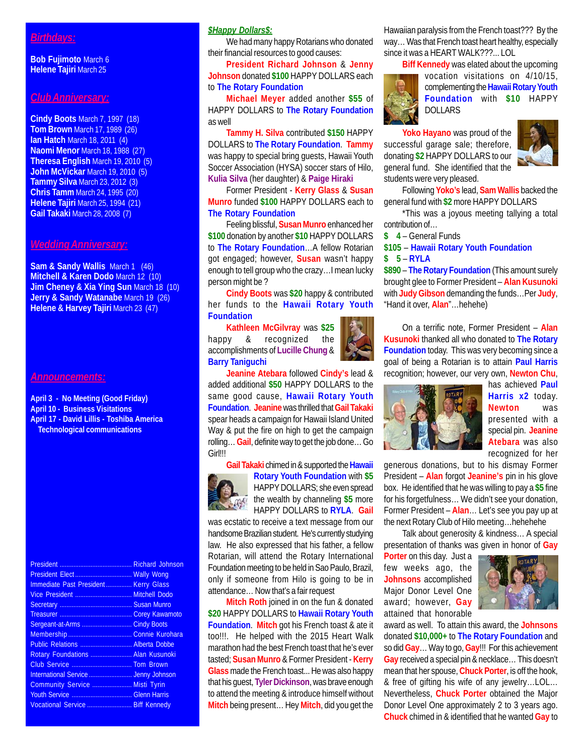## *Birthdays:*

**Bob Fujimoto** March 6
**Helene Tajiri** March 25

## *Club Anniversary:*

**Cindy Boots** March 7, 1997 (18)
**Tom Brown** March 17, 1989 (26)
**Ian Hatch** March 18, 2011 (4)
**Naomi Menor** March 18, 1988 (27)
**Theresa English** March 19, 2010 (5)
**John McVickar** March 19, 2010 (5)
**Tammy Silva** March 23, 2012 (3)
**Chris Tamm** March 24, 1995 (20)
**Helene Tajiri** March 25, 1994 (21)
**Gail Takaki** March 28, 2008 (7)

## *Wedding Anniversary:*

**Sam & Sandy Wallis** March 1 (46)
**Mitchell & Karen Dodo** March 12 (10)
**Jim Cheney & Xia Ying Sun** March 18 (10)
**Jerry & Sandy Watanabe** March 19 (26)
**Helene & Harvey Tajiri** March 23 (47)

## *Announcements:*

**April 3 - No Meeting (Good Friday)**
**April 10 - Business Visitations**
**April 17 - David Lillis - Toshiba America Technological communications**

| | |
|---|---|
| President | Richard Johnson |
| President Elect | Wally Wong |
| Immediate Past President | Kerry Glass |
| Vice President | Mitchell Dodo |
| Secretary | Susan Munro |
| Treasurer | Corey Kawamoto |
| Sergeant-at-Arms | Cindy Boots |
| Membership | Connie Kurohara |
| Public Relations | Alberta Dobbe |
| Rotary Foundations | Alan Kusunoki |
| Club Service | Tom Brown |
| International Service | Jenny Johnson |
| Community Service | Misti Tyrin |
| Youth Service | Glenn Harris |
| Vocational Service | Biff Kennedy |

## *$Happy Dollars$:*

We had many happy Rotarians who donated their financial resources to good causes:

**President Richard Johnson** & **Jenny Johnson** donated **$100** HAPPY DOLLARS each to **The Rotary Foundation**

**Michael Meyer** added another **$55** of HAPPY DOLLARS to **The Rotary Foundation** as well

**Tammy H. Silva** contributed **$150** HAPPY DOLLARS to **The Rotary Foundation**. **Tammy** was happy to special bring guests, Hawaii Youth Soccer Association (HYSA) soccer stars of Hilo, **Kulia Silva** (her daughter) & **Paige Hiraki**

Former President - **Kerry Glass** & **Susan Munro** funded **$100** HAPPY DOLLARS each to **The Rotary Foundation**

Feeling blissful, **Susan Munro** enhanced her **$100** donation by another **$10** HAPPY DOLLARS to **The Rotary Foundation**…A fellow Rotarian got engaged; however, **Susan** wasn't happy enough to tell the crazy…I mean lucky person might be ?

**Cindy Boots** was **$20** happy & contributed her funds to the **Hawaii Rotary Youth Foundation**

**Kathleen McGilvray** was **$25** happy & recognized the accomplishments of **Lucille Chung** & **Barry Taniguchi**

**Jeanine Atebara** followed **Cindy's** lead & added additional **$50** HAPPY DOLLARS to the same good cause, **Hawaii Rotary Youth Foundation**. **Jeanine** was thrilled that **Gail Takaki** spear heads a campaign for Hawaii Island United Way & put the fire on high to get the campaign rolling… **Gail**, definite way to get the job done… Go Girl!!!

**Gail Takaki** chimed in & supported the **Hawaii Rotary Youth Foundation** with **$5** HAPPY DOLLARS; she even spread the wealth by channeling **$5** more HAPPY DOLLARS to **RYLA**. **Gail** was ecstatic to receive a text message from our handsome Brazilian student. He's currently studying law. He also expressed that his father, a fellow Rotarian, will attend the Rotary International Foundation meeting to be held in Sao Paulo, Brazil, only if someone from Hilo is going to be in attendance… Now that's a fair request

**Mitch Roth** joined in on the fun & donated **$20** HAPPY DOLLARS to **Hawaii Rotary Youth Foundation**. **Mitch** got his French toast & ate it too!!!. He helped with the 2015 Heart Walk marathon had the best French toast that he's ever tasted; **Susan Munro** & Former President - **Kerry Glass** made the French toast... He was also happy that his guest, **Tyler Dickinson**, was brave enough to attend the meeting & introduce himself without **Mitch** being present… Hey **Mitch**, did you get the Hawaiian paralysis from the French toast??? By the way… Was that French toast heart healthy, especially since it was a HEART WALK???... LOL

**Biff Kennedy** was elated about the upcoming vocation visitations on 4/10/15, complementing the **Hawaii Rotary Youth Foundation** with **$10** HAPPY DOLLARS

**Yoko Hayano** was proud of the successful garage sale; therefore, donating **$2** HAPPY DOLLARS to our general fund. She identified that the students were very pleased.

Following **Yoko's** lead, **Sam Wallis** backed the general fund with **$2** more HAPPY DOLLARS

*This was a joyous meeting tallying a total contribution of…

**$ 4** – General Funds
**$105** – **Hawaii Rotary Youth Foundation**
**$ 5** – **RYLA**
**$890** – **The Rotary Foundation** (This amount surely brought glee to Former President – **Alan Kusunoki** with **Judy Gibson** demanding the funds…Per **Judy**, "Hand it over, **Alan**"…hehehe)

On a terrific note, Former President – **Alan Kusunoki** thanked all who donated to **The Rotary Foundation** today. This was very becoming since a goal of being a Rotarian is to attain **Paul Harris** recognition; however, our very own, **Newton Chu**, has achieved **Paul Harris x2** today. **Newton** was presented with a special pin. **Jeanine Atebara** was also recognized for her generous donations, but to his dismay Former President – **Alan** forgot **Jeanine's** pin in his glove box. He identified that he was willing to pay a **$5** fine for his forgetfulness… We didn't see your donation, Former President – **Alan**… Let's see you pay up at the next Rotary Club of Hilo meeting…hehehehe

Talk about generosity & kindness… A special presentation of thanks was given in honor of **Gay Porter** on this day. Just a few weeks ago, the **Johnsons** accomplished Major Donor Level One award; however, **Gay** attained that honorable award as well. To attain this award, the **Johnsons** donated **$10,000+** to **The Rotary Foundation** and so did **Gay**… Way to go, **Gay**!!! For this achievement **Gay** received a special pin & necklace… This doesn't mean that her spouse, **Chuck Porter**, is off the hook, & free of gifting his wife of any jewelry…LOL… Nevertheless, **Chuck Porter** obtained the Major Donor Level One approximately 2 to 3 years ago. **Chuck** chimed in & identified that he wanted **Gay** to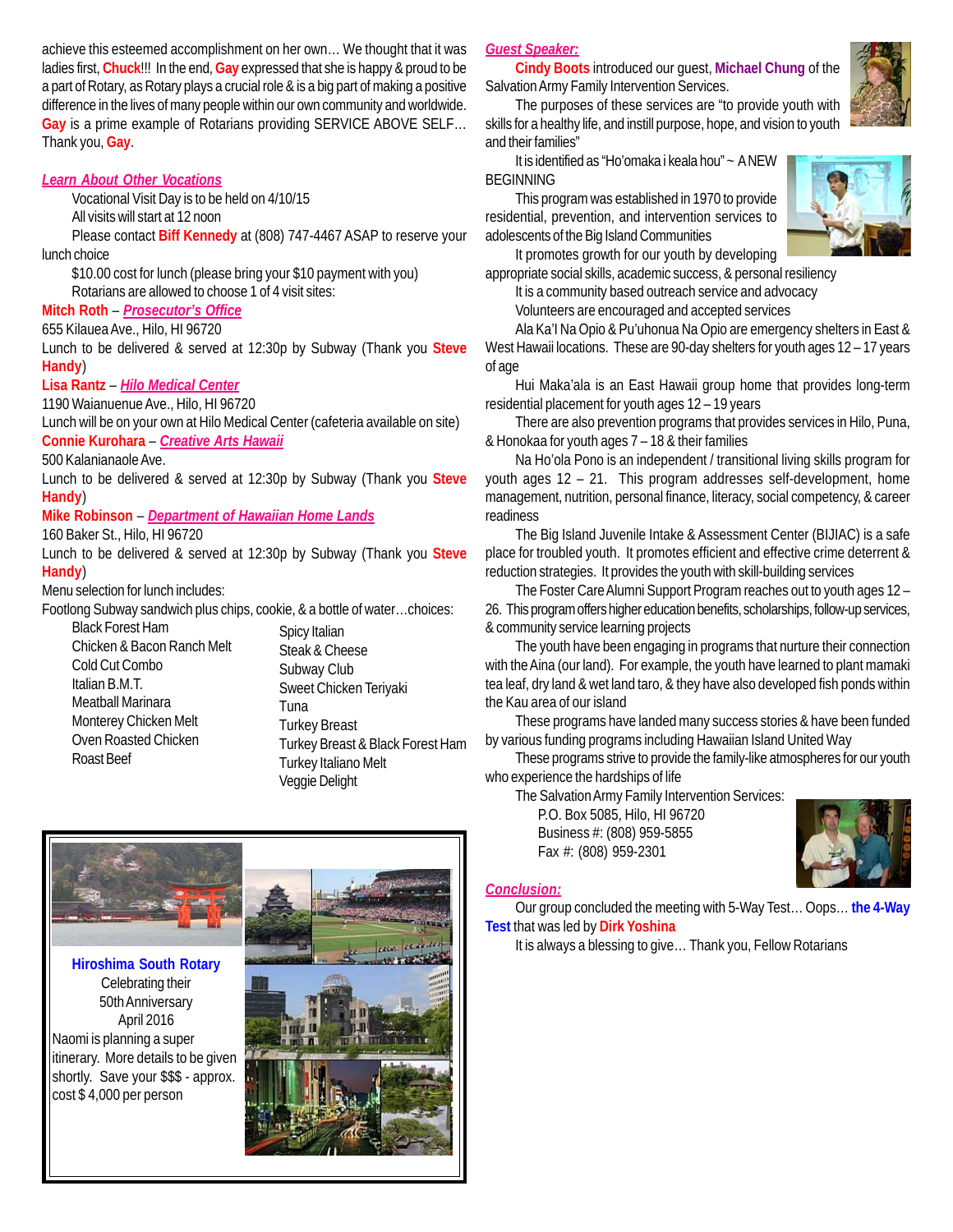achieve this esteemed accomplishment on her own… We thought that it was ladies first, **Chuck**!!! In the end, **Gay** expressed that she is happy & proud to be a part of Rotary, as Rotary plays a crucial role & is a big part of making a positive difference in the lives of many people within our own community and worldwide. **Gay** is a prime example of Rotarians providing SERVICE ABOVE SELF… Thank you, **Gay**.

## *Learn About Other Vocations*

Vocational Visit Day is to be held on 4/10/15

All visits will start at 12 noon

Please contact **Biff Kennedy** at (808) 747-4467 ASAP to reserve your lunch choice

$10.00 cost for lunch (please bring your $10 payment with you)

Rotarians are allowed to choose 1 of 4 visit sites:

**Mitch Roth** – ***Prosecutor's Office***
655 Kilauea Ave., Hilo, HI 96720
Lunch to be delivered & served at 12:30p by Subway (Thank you **Steve Handy**)

**Lisa Rantz** – ***Hilo Medical Center***
1190 Waianuenue Ave., Hilo, HI 96720
Lunch will be on your own at Hilo Medical Center (cafeteria available on site)

**Connie Kurohara** – ***Creative Arts Hawaii***
500 Kalanianaole Ave.
Lunch to be delivered & served at 12:30p by Subway (Thank you **Steve Handy**)

**Mike Robinson** – ***Department of Hawaiian Home Lands***
160 Baker St., Hilo, HI 96720
Lunch to be delivered & served at 12:30p by Subway (Thank you **Steve Handy**)

Menu selection for lunch includes:

Footlong Subway sandwich plus chips, cookie, & a bottle of water…choices:

- Black Forest Ham
- Chicken & Bacon Ranch Melt
- Cold Cut Combo
- Italian B.M.T.
- Meatball Marinara
- Monterey Chicken Melt
- Oven Roasted Chicken
- Roast Beef
- Spicy Italian
- Steak & Cheese
- Subway Club
- Sweet Chicken Teriyaki
- Tuna
- Turkey Breast
- Turkey Breast & Black Forest Ham
- Turkey Italiano Melt
- Veggie Delight

**Hiroshima South Rotary**
Celebrating their
50th Anniversary
April 2016
Naomi is planning a super itinerary. More details to be given shortly. Save your $$$ - approx. cost $ 4,000 per person

## *Guest Speaker:*

**Cindy Boots** introduced our guest, **Michael Chung** of the Salvation Army Family Intervention Services.

The purposes of these services are "to provide youth with skills for a healthy life, and instill purpose, hope, and vision to youth and their families"

It is identified as "Ho'omaka i keala hou" ~ A NEW BEGINNING

This program was established in 1970 to provide residential, prevention, and intervention services to adolescents of the Big Island Communities

It promotes growth for our youth by developing appropriate social skills, academic success, & personal resiliency

It is a community based outreach service and advocacy

Volunteers are encouraged and accepted services

Ala Ka'I Na Opio & Pu'uhonua Na Opio are emergency shelters in East & West Hawaii locations. These are 90-day shelters for youth ages 12 – 17 years of age

Hui Maka'ala is an East Hawaii group home that provides long-term residential placement for youth ages 12 – 19 years

There are also prevention programs that provides services in Hilo, Puna, & Honokaa for youth ages 7 – 18 & their families

Na Ho'ola Pono is an independent / transitional living skills program for youth ages 12 – 21. This program addresses self-development, home management, nutrition, personal finance, literacy, social competency, & career readiness

The Big Island Juvenile Intake & Assessment Center (BIJIAC) is a safe place for troubled youth. It promotes efficient and effective crime deterrent & reduction strategies. It provides the youth with skill-building services

The Foster Care Alumni Support Program reaches out to youth ages 12 – 26. This program offers higher education benefits, scholarships, follow-up services, & community service learning projects

The youth have been engaging in programs that nurture their connection with the Aina (our land). For example, the youth have learned to plant mamaki tea leaf, dry land & wet land taro, & they have also developed fish ponds within the Kau area of our island

These programs have landed many success stories & have been funded by various funding programs including Hawaiian Island United Way

These programs strive to provide the family-like atmospheres for our youth who experience the hardships of life

The Salvation Army Family Intervention Services:
P.O. Box 5085, Hilo, HI 96720
Business #: (808) 959-5855
Fax #: (808) 959-2301

## *Conclusion:*

Our group concluded the meeting with 5-Way Test… Oops… **the 4-Way Test** that was led by **Dirk Yoshina**

It is always a blessing to give… Thank you, Fellow Rotarians